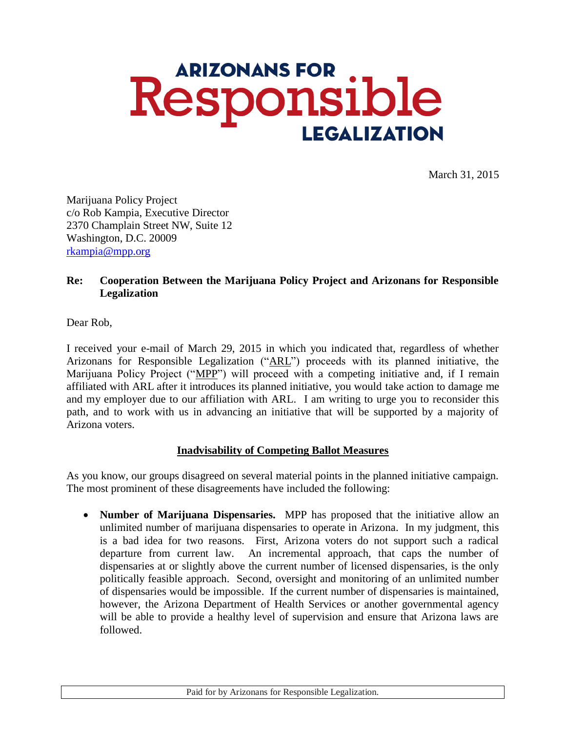ARIZONANS FOR
Responsible
LEGALIZATION

March 31, 2015

Marijuana Policy Project
c/o Rob Kampia, Executive Director
2370 Champlain Street NW, Suite 12
Washington, D.C. 20009
rkampia@mpp.org

**Re: Cooperation Between the Marijuana Policy Project and Arizonans for Responsible Legalization**

Dear Rob,

I received your e-mail of March 29, 2015 in which you indicated that, regardless of whether Arizonans for Responsible Legalization ("ARL") proceeds with its planned initiative, the Marijuana Policy Project ("MPP") will proceed with a competing initiative and, if I remain affiliated with ARL after it introduces its planned initiative, you would take action to damage me and my employer due to our affiliation with ARL. I am writing to urge you to reconsider this path, and to work with us in advancing an initiative that will be supported by a majority of Arizona voters.

## Inadvisability of Competing Ballot Measures

As you know, our groups disagreed on several material points in the planned initiative campaign. The most prominent of these disagreements have included the following:

- **Number of Marijuana Dispensaries.** MPP has proposed that the initiative allow an unlimited number of marijuana dispensaries to operate in Arizona. In my judgment, this is a bad idea for two reasons. First, Arizona voters do not support such a radical departure from current law. An incremental approach, that caps the number of dispensaries at or slightly above the current number of licensed dispensaries, is the only politically feasible approach. Second, oversight and monitoring of an unlimited number of dispensaries would be impossible. If the current number of dispensaries is maintained, however, the Arizona Department of Health Services or another governmental agency will be able to provide a healthy level of supervision and ensure that Arizona laws are followed.

Paid for by Arizonans for Responsible Legalization.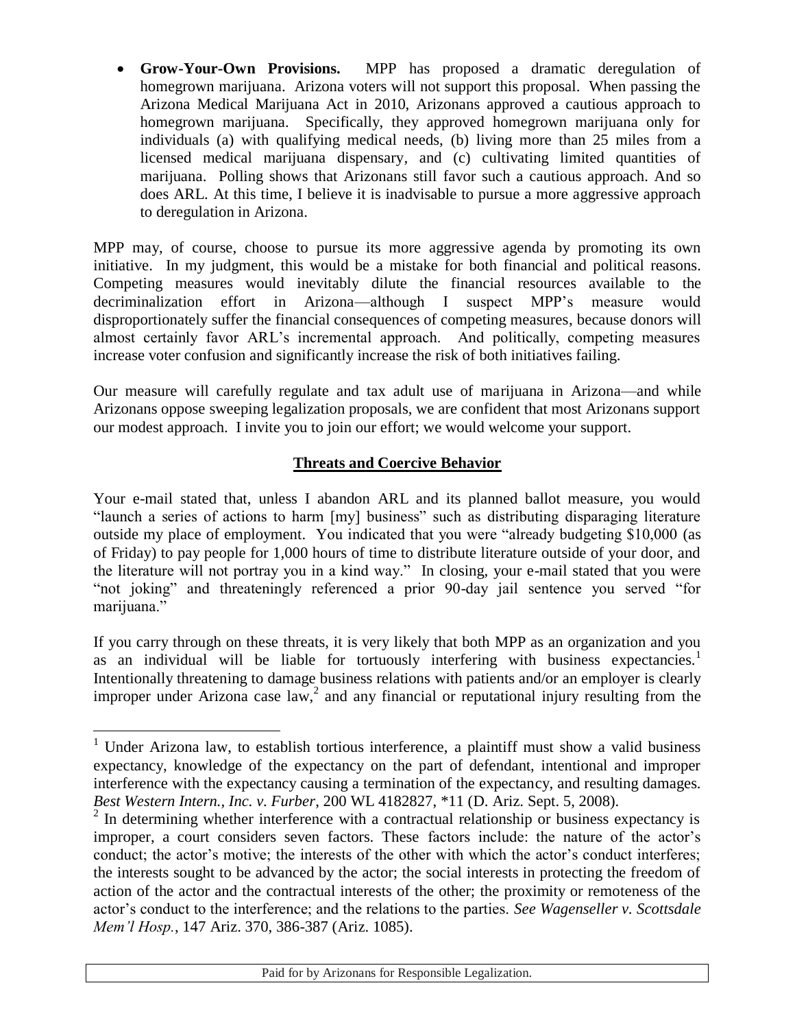- **Grow-Your-Own Provisions.** MPP has proposed a dramatic deregulation of homegrown marijuana. Arizona voters will not support this proposal. When passing the Arizona Medical Marijuana Act in 2010, Arizonans approved a cautious approach to homegrown marijuana. Specifically, they approved homegrown marijuana only for individuals (a) with qualifying medical needs, (b) living more than 25 miles from a licensed medical marijuana dispensary, and (c) cultivating limited quantities of marijuana. Polling shows that Arizonans still favor such a cautious approach. And so does ARL. At this time, I believe it is inadvisable to pursue a more aggressive approach to deregulation in Arizona.

MPP may, of course, choose to pursue its more aggressive agenda by promoting its own initiative. In my judgment, this would be a mistake for both financial and political reasons. Competing measures would inevitably dilute the financial resources available to the decriminalization effort in Arizona—although I suspect MPP's measure would disproportionately suffer the financial consequences of competing measures, because donors will almost certainly favor ARL's incremental approach. And politically, competing measures increase voter confusion and significantly increase the risk of both initiatives failing.

Our measure will carefully regulate and tax adult use of marijuana in Arizona—and while Arizonans oppose sweeping legalization proposals, we are confident that most Arizonans support our modest approach. I invite you to join our effort; we would welcome your support.

## Threats and Coercive Behavior

Your e-mail stated that, unless I abandon ARL and its planned ballot measure, you would "launch a series of actions to harm [my] business" such as distributing disparaging literature outside my place of employment. You indicated that you were "already budgeting $10,000 (as of Friday) to pay people for 1,000 hours of time to distribute literature outside of your door, and the literature will not portray you in a kind way." In closing, your e-mail stated that you were "not joking" and threateningly referenced a prior 90-day jail sentence you served "for marijuana."

If you carry through on these threats, it is very likely that both MPP as an organization and you as an individual will be liable for tortuously interfering with business expectancies.[1] Intentionally threatening to damage business relations with patients and/or an employer is clearly improper under Arizona case law,[2] and any financial or reputational injury resulting from the

---

[1] Under Arizona law, to establish tortious interference, a plaintiff must show a valid business expectancy, knowledge of the expectancy on the part of defendant, intentional and improper interference with the expectancy causing a termination of the expectancy, and resulting damages. *Best Western Intern., Inc. v. Furber*, 200 WL 4182827, *11 (D. Ariz. Sept. 5, 2008).

[2] In determining whether interference with a contractual relationship or business expectancy is improper, a court considers seven factors. These factors include: the nature of the actor's conduct; the actor's motive; the interests of the other with which the actor's conduct interferes; the interests sought to be advanced by the actor; the social interests in protecting the freedom of action of the actor and the contractual interests of the other; the proximity or remoteness of the actor's conduct to the interference; and the relations to the parties. *See Wagenseller v. Scottsdale Mem'l Hosp.*, 147 Ariz. 370, 386-387 (Ariz. 1085).

Paid for by Arizonans for Responsible Legalization.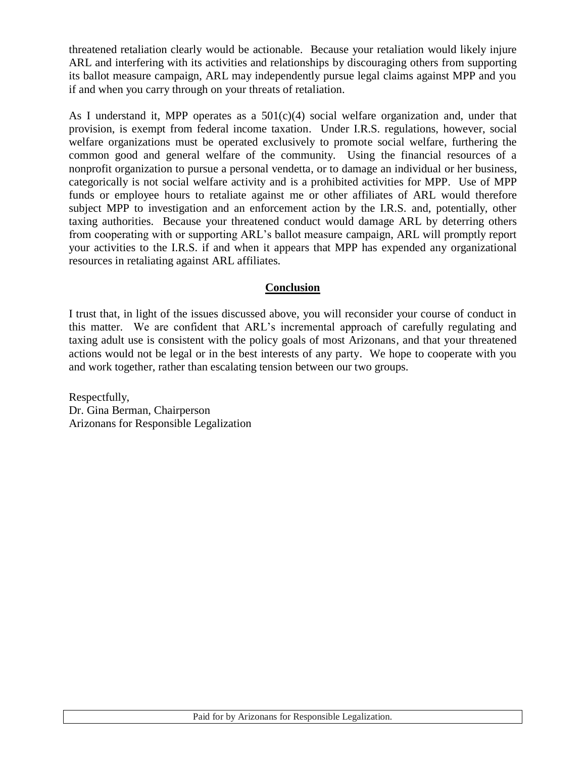threatened retaliation clearly would be actionable. Because your retaliation would likely injure ARL and interfering with its activities and relationships by discouraging others from supporting its ballot measure campaign, ARL may independently pursue legal claims against MPP and you if and when you carry through on your threats of retaliation.

As I understand it, MPP operates as a 501(c)(4) social welfare organization and, under that provision, is exempt from federal income taxation. Under I.R.S. regulations, however, social welfare organizations must be operated exclusively to promote social welfare, furthering the common good and general welfare of the community. Using the financial resources of a nonprofit organization to pursue a personal vendetta, or to damage an individual or her business, categorically is not social welfare activity and is a prohibited activities for MPP. Use of MPP funds or employee hours to retaliate against me or other affiliates of ARL would therefore subject MPP to investigation and an enforcement action by the I.R.S. and, potentially, other taxing authorities. Because your threatened conduct would damage ARL by deterring others from cooperating with or supporting ARL's ballot measure campaign, ARL will promptly report your activities to the I.R.S. if and when it appears that MPP has expended any organizational resources in retaliating against ARL affiliates.

## Conclusion

I trust that, in light of the issues discussed above, you will reconsider your course of conduct in this matter. We are confident that ARL's incremental approach of carefully regulating and taxing adult use is consistent with the policy goals of most Arizonans, and that your threatened actions would not be legal or in the best interests of any party. We hope to cooperate with you and work together, rather than escalating tension between our two groups.

Respectfully,
Dr. Gina Berman, Chairperson
Arizonans for Responsible Legalization

Paid for by Arizonans for Responsible Legalization.